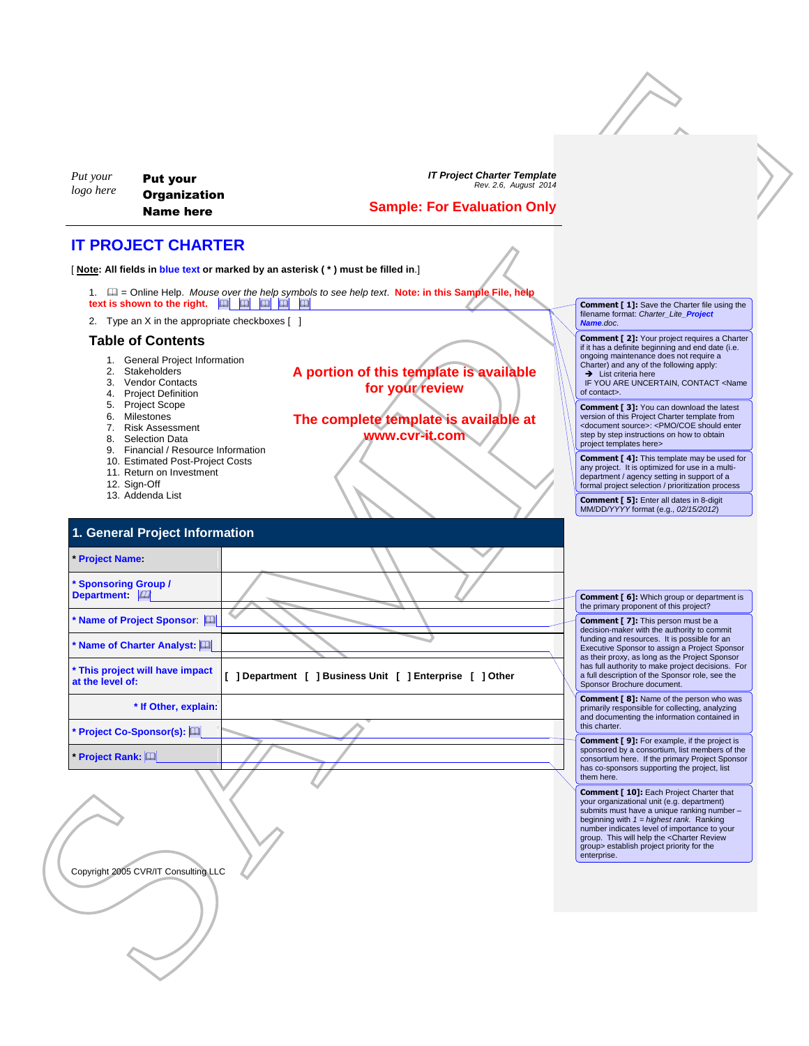Put your logo here

**Put your Organization Name here**

***IT Project Charter Template***
*Rev. 2.6, August 2014*

**Sample: For Evaluation Only**

# IT PROJECT CHARTER

[ **Note**: **All fields in blue text or marked by an asterisk ( * ) must be filled in**.]

1. 🕮 = Online Help. *Mouse over the help symbols to see help text*. **Note: in this Sample File, help text is shown to the right.** 🕮 🕮 🕮 🕮 🕮
2. Type an X in the appropriate checkboxes [ ]

## Table of Contents

1. General Project Information
2. Stakeholders
3. Vendor Contacts
4. Project Definition
5. Project Scope
6. Milestones
7. Risk Assessment
8. Selection Data
9. Financial / Resource Information
10. Estimated Post-Project Costs
11. Return on Investment
12. Sign-Off
13. Addenda List

**A portion of this template is available for your review**

**The complete template is available at www.cvr-it.com**

## 1. General Project Information

| Field | Value |
|---|---|
| * Project Name: | |
| * Sponsoring Group / Department: 🕮 | |
| * Name of Project Sponsor: 🕮 | |
| * Name of Charter Analyst: 🕮 | |
| * This project will have impact at the level of: | [ ] Department [ ] Business Unit [ ] Enterprise [ ] Other |
| * If Other, explain: | |
| * Project Co-Sponsor(s): 🕮 | |
| * Project Rank: 🕮 | |

Copyright 2005 CVR/IT Consulting LLC

**Comment [ 1]:** Save the Charter file using the filename format: *Charter_Lite_**Project Name**.doc*.

**Comment [ 2]:** Your project requires a Charter if it has a definite beginning and end date (i.e. ongoing maintenance does not require a Charter) and any of the following apply:
➔ List criteria here
IF YOU ARE UNCERTAIN, CONTACT <Name of contact>.

**Comment [ 3]:** You can download the latest version of this Project Charter template from <document source>: <PMO/COE should enter step by step instructions on how to obtain project templates here>

**Comment [ 4]:** This template may be used for any project. It is optimized for use in a multi-department / agency setting in support of a formal project selection / prioritization process

**Comment [ 5]:** Enter all dates in 8-digit MM/DD/*YYYY* format (e.g., *02/15/2012*)

**Comment [ 6]:** Which group or department is the primary proponent of this project?

**Comment [ 7]:** This person must be a decision-maker with the authority to commit funding and resources. It is possible for an Executive Sponsor to assign a Project Sponsor as their proxy, as long as the Project Sponsor has full authority to make project decisions. For a full description of the Sponsor role, see the Sponsor Brochure document.

**Comment [ 8]:** Name of the person who was primarily responsible for collecting, analyzing and documenting the information contained in this charter.

**Comment [ 9]:** For example, if the project is sponsored by a consortium, list members of the consortium here. If the primary Project Sponsor has co-sponsors supporting the project, list them here.

**Comment [ 10]:** Each Project Charter that your organizational unit (e.g. department) submits must have a unique ranking number – beginning with *1 = highest rank*. Ranking number indicates level of importance to your group. This will help the <Charter Review group> establish project priority for the enterprise.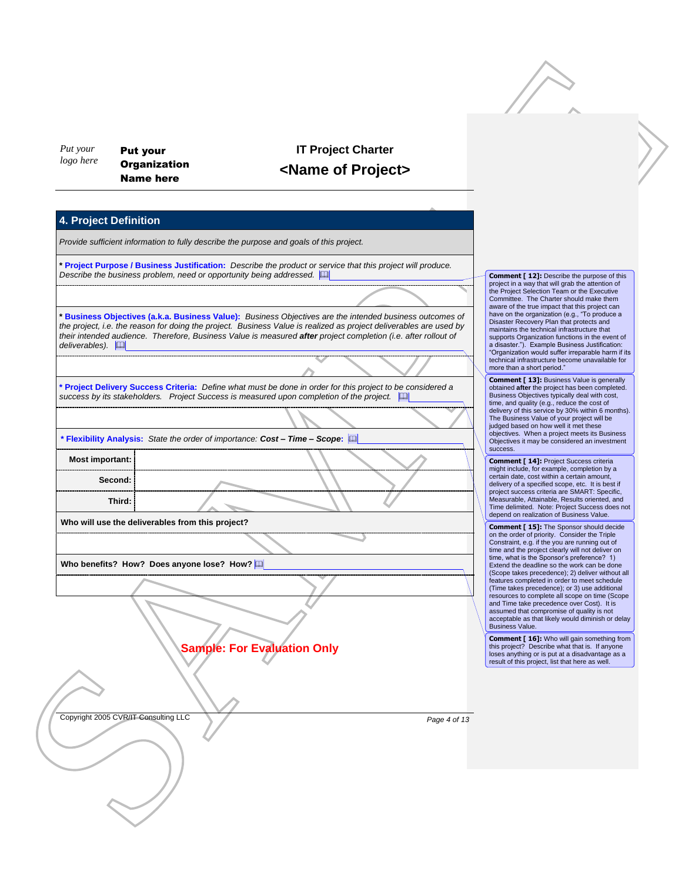Put your logo here

**Put your Organization Name here**

**IT Project Charter**
**<Name of Project>**

## 4. Project Definition

*Provide sufficient information to fully describe the purpose and goals of this project.*

**\* Project Purpose / Business Justification:** *Describe the product or service that this project will produce. Describe the business problem, need or opportunity being addressed.*

**\* Business Objectives (a.k.a. Business Value):** *Business Objectives are the intended business outcomes of the project, i.e. the reason for doing the project. Business Value is realized as project deliverables are used by their intended audience. Therefore, Business Value is measured* ***after*** *project completion (i.e. after rollout of deliverables).*

**\* Project Delivery Success Criteria:** *Define what must be done in order for this project to be considered a success by its stakeholders. Project Success is measured upon completion of the project.*

**\* Flexibility Analysis:** *State the order of importance:* ***Cost – Time – Scope*****:**

| | |
|---|---|
| **Most important:** | |
| **Second:** | |
| **Third:** | |

**Who will use the deliverables from this project?**

**Who benefits? How? Does anyone lose? How?**

**Sample: For Evaluation Only**

Copyright 2005 CVR/IT Consulting LLC

**Comment [ 12]:** Describe the purpose of this project in a way that will grab the attention of the Project Selection Team or the Executive Committee. The Charter should make them aware of the true impact that this project can have on the organization (e.g., "To produce a Disaster Recovery Plan that protects and maintains the technical infrastructure that supports Organization functions in the event of a disaster."). Example Business Justification: "Organization would suffer irreparable harm if its technical infrastructure become unavailable for more than a short period."

**Comment [ 13]:** Business Value is generally obtained **after** the project has been completed. Business Objectives typically deal with cost, time, and quality (e.g., reduce the cost of delivery of this service by 30% within 6 months). The Business Value of your project will be judged based on how well it met these objectives. When a project meets its Business Objectives it may be considered an investment success.

**Comment [ 14]:** Project Success criteria might include, for example, completion by a certain date, cost within a certain amount, delivery of a specified scope, etc. It is best if project success criteria are SMART: Specific, Measurable, Attainable, Results oriented, and Time delimited. Note: Project Success does not depend on realization of Business Value.

**Comment [ 15]:** The Sponsor should decide on the order of priority. Consider the Triple Constraint, e.g. if the you are running out of time and the project clearly will not deliver on time, what is the Sponsor's preference? 1) Extend the deadline so the work can be done (Scope takes precedence); 2) deliver without all features completed in order to meet schedule (Time takes precedence); or 3) use additional resources to complete all scope on time (Scope and Time take precedence over Cost). It is assumed that compromise of quality is not acceptable as that likely would diminish or delay Business Value.

**Comment [ 16]:** Who will gain something from this project? Describe what that is. If anyone loses anything or is put at a disadvantage as a result of this project, list that here as well.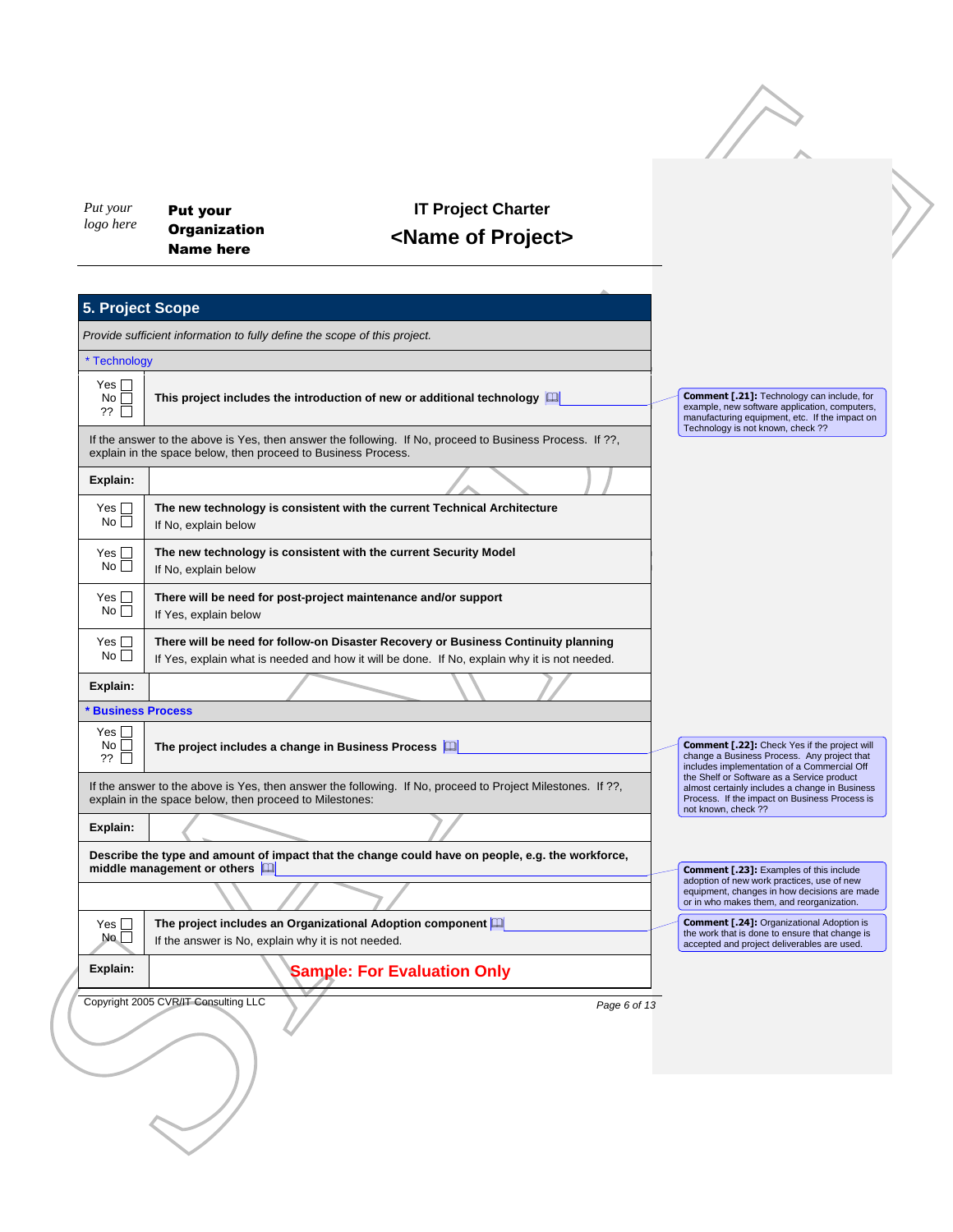Put your logo here

**Put your Organization Name here**

**IT Project Charter**

**<Name of Project>**

## 5. Project Scope

*Provide sufficient information to fully define the scope of this project.*

| | |
|---|---|
| * Technology | |
| Yes ☐ No ☐ ?? ☐ | **This project includes the introduction of new or additional technology** |
| If the answer to the above is Yes, then answer the following. If No, proceed to Business Process. If ??, explain in the space below, then proceed to Business Process. | |
| **Explain:** | |
| Yes ☐ No ☐ | **The new technology is consistent with the current Technical Architecture** If No, explain below |
| Yes ☐ No ☐ | **The new technology is consistent with the current Security Model** If No, explain below |
| Yes ☐ No ☐ | **There will be need for post-project maintenance and/or support** If Yes, explain below |
| Yes ☐ No ☐ | **There will be need for follow-on Disaster Recovery or Business Continuity planning** If Yes, explain what is needed and how it will be done. If No, explain why it is not needed. |
| **Explain:** | |
| **\* Business Process** | |
| Yes ☐ No ☐ ?? ☐ | **The project includes a change in Business Process** |
| If the answer to the above is Yes, then answer the following. If No, proceed to Project Milestones. If ??, explain in the space below, then proceed to Milestones: | |
| **Explain:** | |
| **Describe the type and amount of impact that the change could have on people, e.g. the workforce, middle management or others** | |
| | |
| Yes ☐ No ☐ | **The project includes an Organizational Adoption component** If the answer is No, explain why it is not needed. |
| **Explain:** | |

**Comment [.21]:** Technology can include, for example, new software application, computers, manufacturing equipment, etc. If the impact on Technology is not known, check ??

**Comment [.22]:** Check Yes if the project will change a Business Process. Any project that includes implementation of a Commercial Off the Shelf or Software as a Service product almost certainly includes a change in Business Process. If the impact on Business Process is not known, check ??

**Comment [.23]:** Examples of this include adoption of new work practices, use of new equipment, changes in how decisions are made or in who makes them, and reorganization.

**Comment [.24]:** Organizational Adoption is the work that is done to ensure that change is accepted and project deliverables are used.

Sample: For Evaluation Only

Copyright 2005 CVR/IT Consulting LLC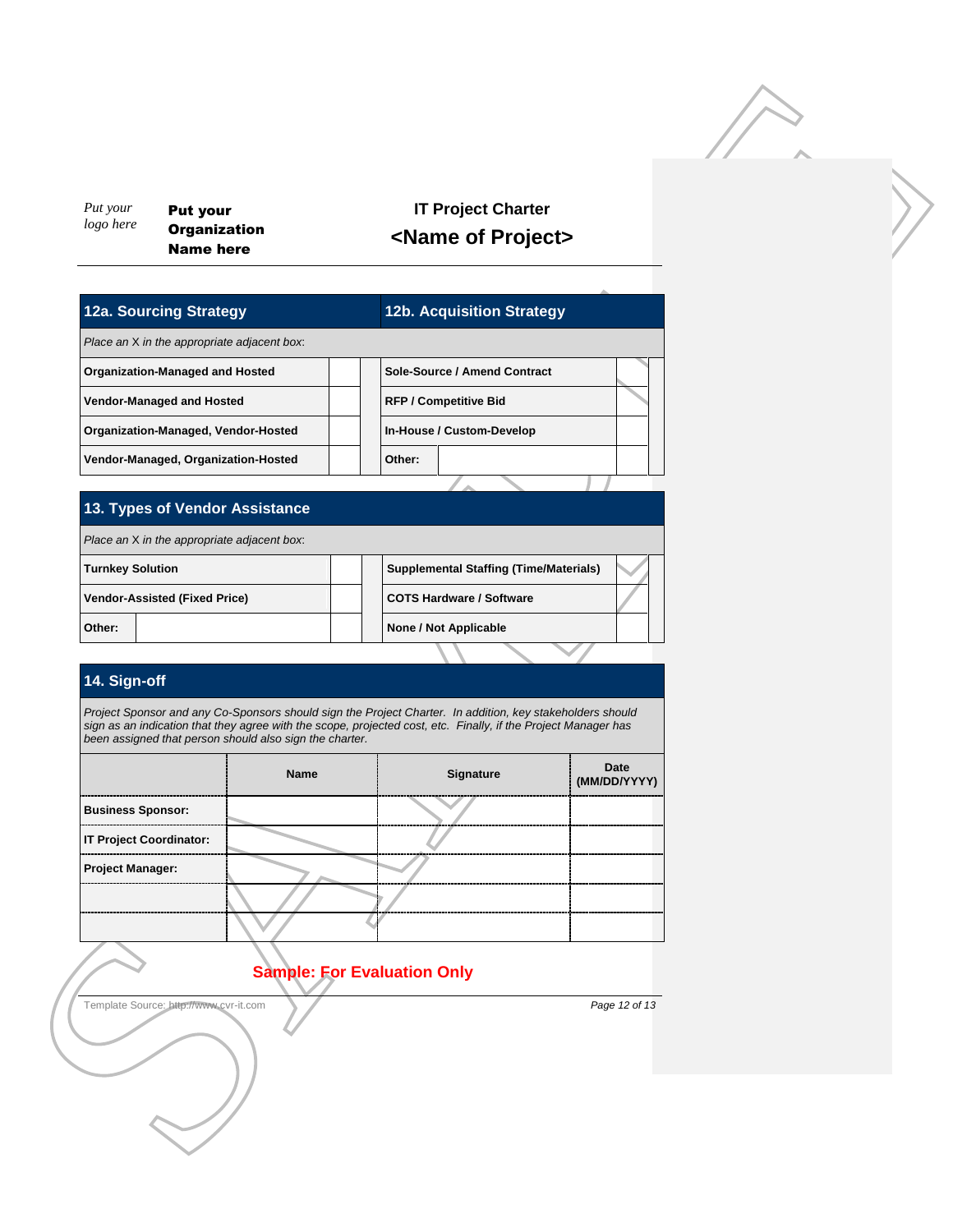Put your logo here

**Put your Organization Name here**

**IT Project Charter**
**<Name of Project>**

## 12a. Sourcing Strategy / 12b. Acquisition Strategy

*Place an X in the appropriate adjacent box:*

| | | | |
|---|---|---|---|
| **Organization-Managed and Hosted** | | **Sole-Source / Amend Contract** | |
| **Vendor-Managed and Hosted** | | **RFP / Competitive Bid** | |
| **Organization-Managed, Vendor-Hosted** | | **In-House / Custom-Develop** | |
| **Vendor-Managed, Organization-Hosted** | | **Other:** | |

## 13. Types of Vendor Assistance

*Place an X in the appropriate adjacent box:*

| | | | |
|---|---|---|---|
| **Turnkey Solution** | | **Supplemental Staffing (Time/Materials)** | |
| **Vendor-Assisted (Fixed Price)** | | **COTS Hardware / Software** | |
| **Other:** | | **None / Not Applicable** | |

## 14. Sign-off

*Project Sponsor and any Co-Sponsors should sign the Project Charter. In addition, key stakeholders should sign as an indication that they agree with the scope, projected cost, etc. Finally, if the Project Manager has been assigned that person should also sign the charter.*

| | Name | Signature | Date (MM/DD/YYYY) |
|---|---|---|---|
| **Business Sponsor:** | | | |
| **IT Project Coordinator:** | | | |
| **Project Manager:** | | | |
| | | | |
| | | | |

**Sample: For Evaluation Only**

Template Source: http://www.cvr-it.com